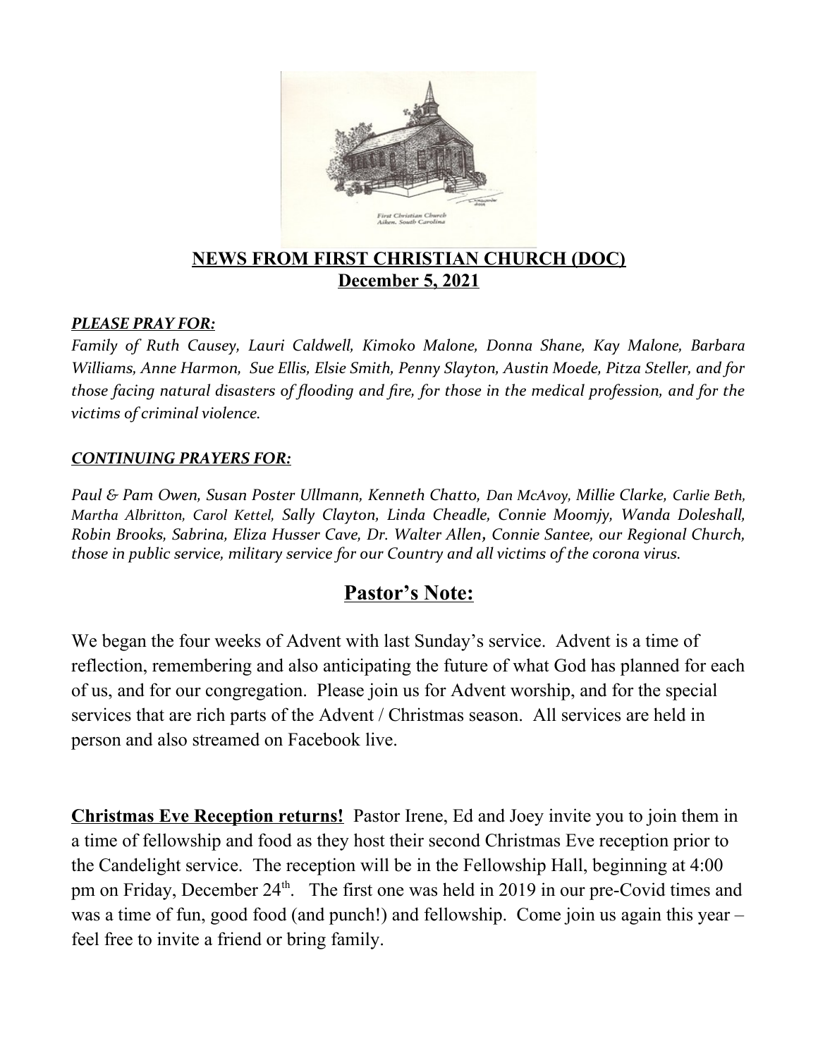## NEWS FROM FIRST CHRISTIAN CHURCH (DOC)
## December 5, 2021

***PLEASE PRAY FOR:***

*Family of Ruth Causey, Lauri Caldwell, Kimoko Malone, Donna Shane, Kay Malone, Barbara Williams, Anne Harmon, Sue Ellis, Elsie Smith, Penny Slayton, Austin Moede, Pitza Steller, and for those facing natural disasters of flooding and fire, for those in the medical profession, and for the victims of criminal violence.*

***CONTINUING PRAYERS FOR:***

*Paul & Pam Owen, Susan Poster Ullmann, Kenneth Chatto, Dan McAvoy, Millie Clarke, Carlie Beth, Martha Albritton, Carol Kettel, Sally Clayton, Linda Cheadle, Connie Moomjy, Wanda Doleshall, Robin Brooks, Sabrina, Eliza Husser Cave, Dr. Walter Allen, Connie Santee, our Regional Church, those in public service, military service for our Country and all victims of the corona virus.*

## Pastor's Note:

We began the four weeks of Advent with last Sunday's service. Advent is a time of reflection, remembering and also anticipating the future of what God has planned for each of us, and for our congregation. Please join us for Advent worship, and for the special services that are rich parts of the Advent / Christmas season. All services are held in person and also streamed on Facebook live.

**Christmas Eve Reception returns!** Pastor Irene, Ed and Joey invite you to join them in a time of fellowship and food as they host their second Christmas Eve reception prior to the Candelight service. The reception will be in the Fellowship Hall, beginning at 4:00 pm on Friday, December 24th. The first one was held in 2019 in our pre-Covid times and was a time of fun, good food (and punch!) and fellowship. Come join us again this year – feel free to invite a friend or bring family.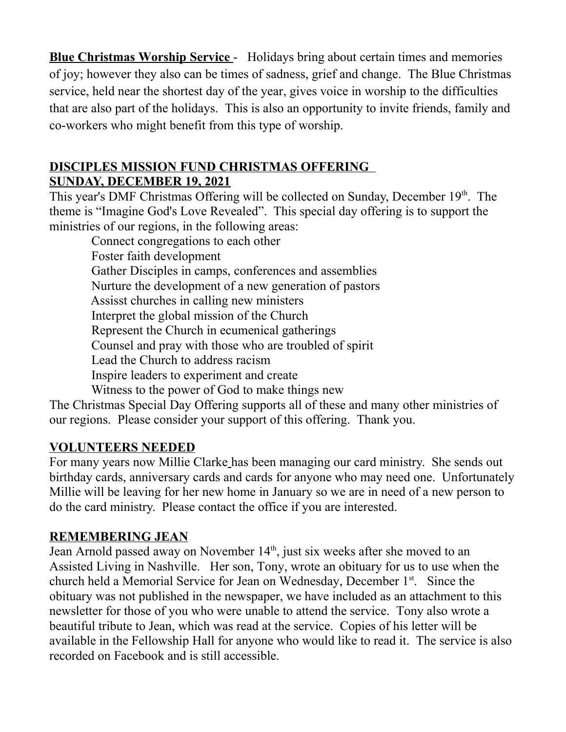**Blue Christmas Worship Service** - Holidays bring about certain times and memories of joy; however they also can be times of sadness, grief and change. The Blue Christmas service, held near the shortest day of the year, gives voice in worship to the difficulties that are also part of the holidays. This is also an opportunity to invite friends, family and co-workers who might benefit from this type of worship.

## DISCIPLES MISSION FUND CHRISTMAS OFFERING SUNDAY, DECEMBER 19, 2021

This year's DMF Christmas Offering will be collected on Sunday, December 19th. The theme is "Imagine God's Love Revealed". This special day offering is to support the ministries of our regions, in the following areas:

- Connect congregations to each other
- Foster faith development
- Gather Disciples in camps, conferences and assemblies
- Nurture the development of a new generation of pastors
- Assisst churches in calling new ministers
- Interpret the global mission of the Church
- Represent the Church in ecumenical gatherings
- Counsel and pray with those who are troubled of spirit
- Lead the Church to address racism
- Inspire leaders to experiment and create
- Witness to the power of God to make things new

The Christmas Special Day Offering supports all of these and many other ministries of our regions. Please consider your support of this offering. Thank you.

## VOLUNTEERS NEEDED

For many years now Millie Clarke has been managing our card ministry. She sends out birthday cards, anniversary cards and cards for anyone who may need one. Unfortunately Millie will be leaving for her new home in January so we are in need of a new person to do the card ministry. Please contact the office if you are interested.

## REMEMBERING JEAN

Jean Arnold passed away on November 14th, just six weeks after she moved to an Assisted Living in Nashville. Her son, Tony, wrote an obituary for us to use when the church held a Memorial Service for Jean on Wednesday, December 1st. Since the obituary was not published in the newspaper, we have included as an attachment to this newsletter for those of you who were unable to attend the service. Tony also wrote a beautiful tribute to Jean, which was read at the service. Copies of his letter will be available in the Fellowship Hall for anyone who would like to read it. The service is also recorded on Facebook and is still accessible.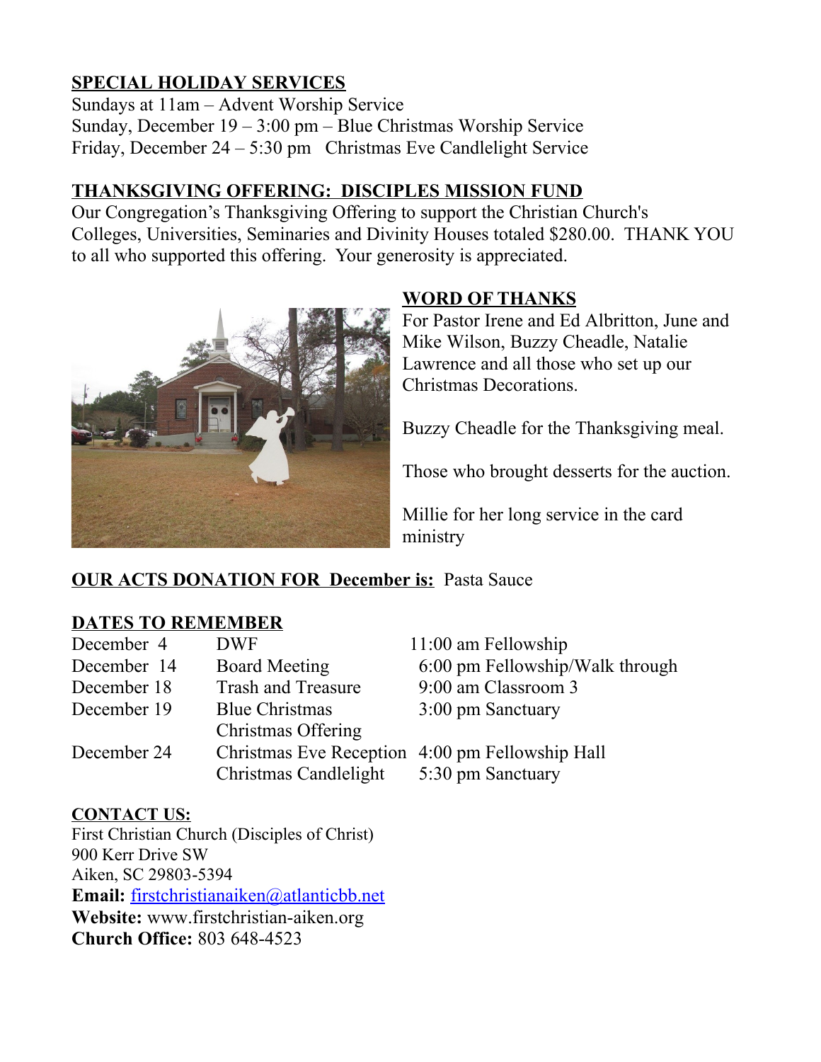**SPECIAL HOLIDAY SERVICES**

Sundays at 11am – Advent Worship Service
Sunday, December 19 – 3:00 pm – Blue Christmas Worship Service
Friday, December 24 – 5:30 pm  Christmas Eve Candlelight Service

**THANKSGIVING OFFERING: DISCIPLES MISSION FUND**

Our Congregation's Thanksgiving Offering to support the Christian Church's Colleges, Universities, Seminaries and Divinity Houses totaled $280.00. THANK YOU to all who supported this offering. Your generosity is appreciated.

**WORD OF THANKS**

For Pastor Irene and Ed Albritton, June and Mike Wilson, Buzzy Cheadle, Natalie Lawrence and all those who set up our Christmas Decorations.

Buzzy Cheadle for the Thanksgiving meal.

Those who brought desserts for the auction.

Millie for her long service in the card ministry

**OUR ACTS DONATION FOR December is:** Pasta Sauce

**DATES TO REMEMBER**

| | | |
|---|---|---|
| December 4 | DWF | 11:00 am Fellowship |
| December 14 | Board Meeting | 6:00 pm Fellowship/Walk through |
| December 18 | Trash and Treasure | 9:00 am Classroom 3 |
| December 19 | Blue Christmas | 3:00 pm Sanctuary |
| | Christmas Offering | |
| December 24 | Christmas Eve Reception | 4:00 pm Fellowship Hall |
| | Christmas Candlelight | 5:30 pm Sanctuary |

**CONTACT US:**

First Christian Church (Disciples of Christ)
900 Kerr Drive SW
Aiken, SC 29803-5394
**Email:** firstchristianaiken@atlanticbb.net
**Website:** www.firstchristian-aiken.org
**Church Office:** 803 648-4523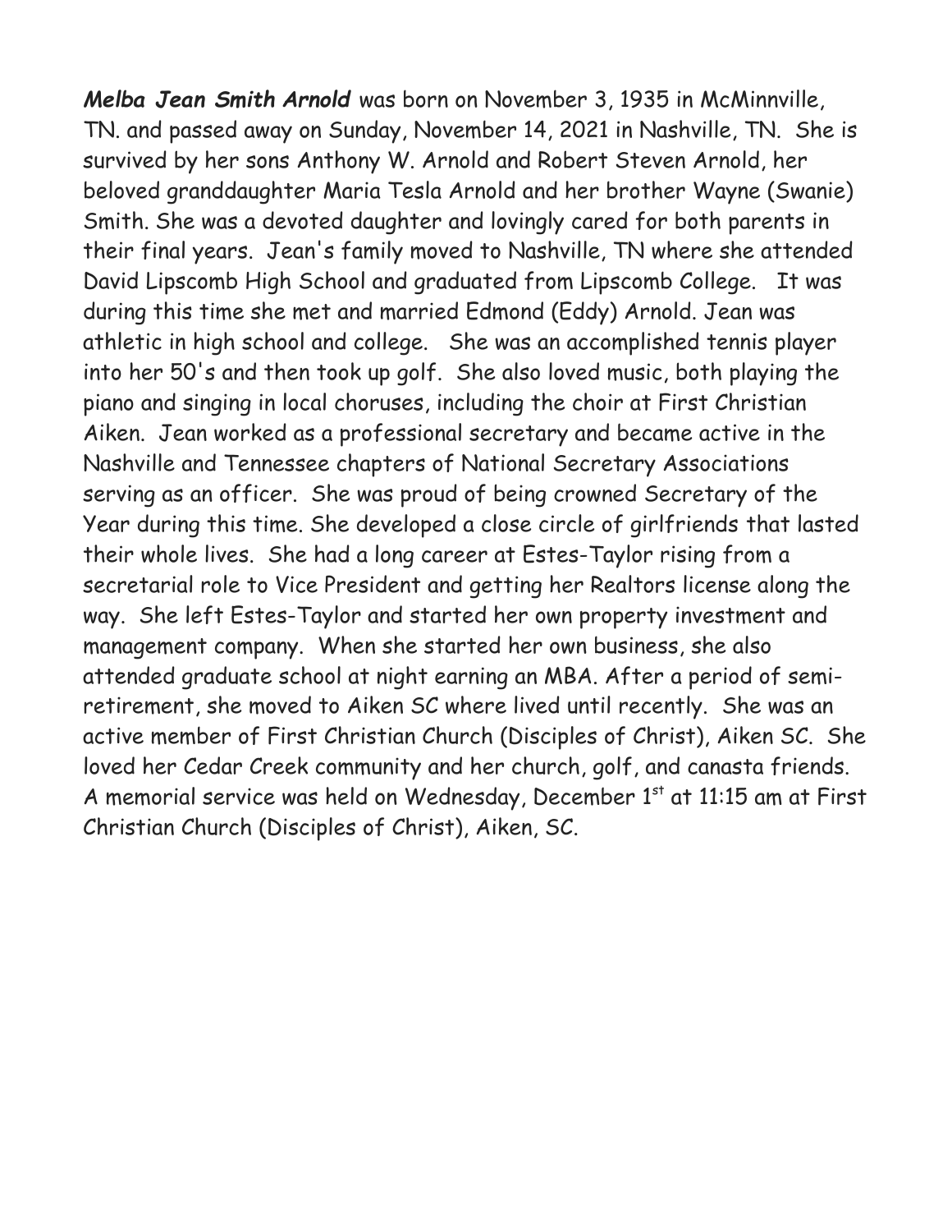***Melba Jean Smith Arnold*** was born on November 3, 1935 in McMinnville, TN. and passed away on Sunday, November 14, 2021 in Nashville, TN. She is survived by her sons Anthony W. Arnold and Robert Steven Arnold, her beloved granddaughter Maria Tesla Arnold and her brother Wayne (Swanie) Smith. She was a devoted daughter and lovingly cared for both parents in their final years. Jean's family moved to Nashville, TN where she attended David Lipscomb High School and graduated from Lipscomb College. It was during this time she met and married Edmond (Eddy) Arnold. Jean was athletic in high school and college. She was an accomplished tennis player into her 50's and then took up golf. She also loved music, both playing the piano and singing in local choruses, including the choir at First Christian Aiken. Jean worked as a professional secretary and became active in the Nashville and Tennessee chapters of National Secretary Associations serving as an officer. She was proud of being crowned Secretary of the Year during this time. She developed a close circle of girlfriends that lasted their whole lives. She had a long career at Estes-Taylor rising from a secretarial role to Vice President and getting her Realtors license along the way. She left Estes-Taylor and started her own property investment and management company. When she started her own business, she also attended graduate school at night earning an MBA. After a period of semi-retirement, she moved to Aiken SC where lived until recently. She was an active member of First Christian Church (Disciples of Christ), Aiken SC. She loved her Cedar Creek community and her church, golf, and canasta friends. A memorial service was held on Wednesday, December 1st at 11:15 am at First Christian Church (Disciples of Christ), Aiken, SC.